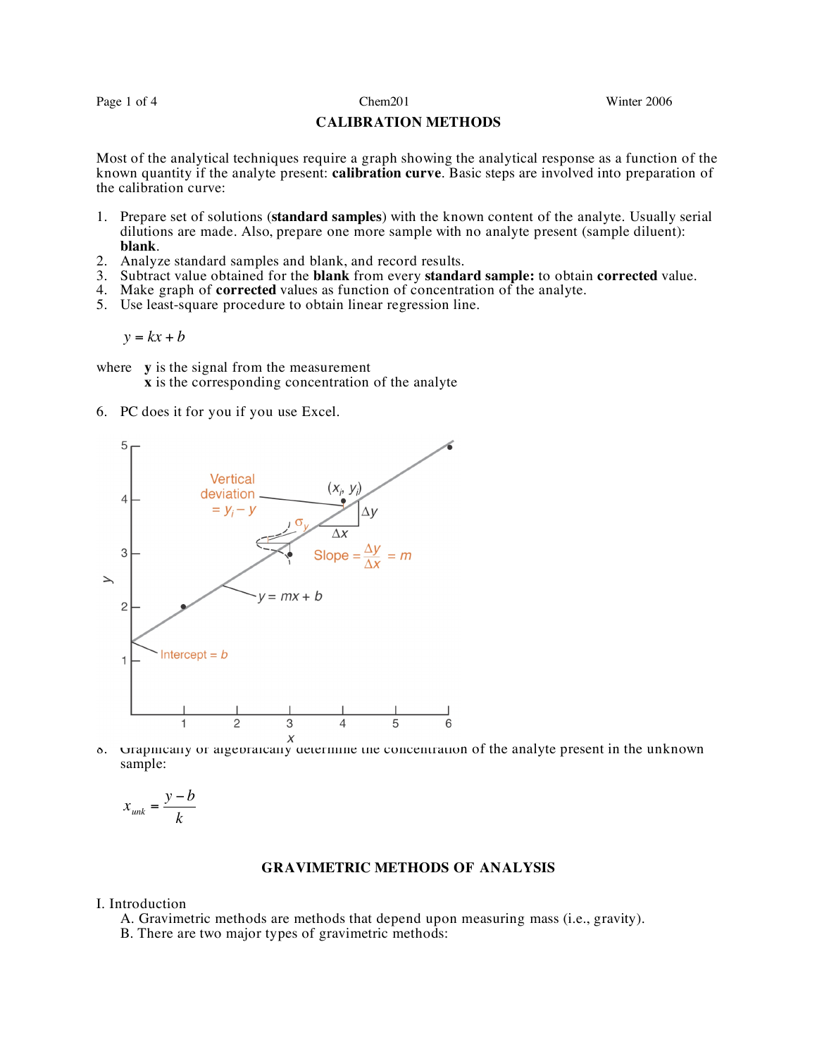## CALIBRATION METHODS

Most of the analytical techniques require a graph showing the analytical response as a function of the known quantity if the analyte present: **calibration curve**. Basic steps are involved into preparation of the calibration curve:

1. Prepare set of solutions (**standard samples**) with the known content of the analyte. Usually serial dilutions are made. Also, prepare one more sample with no analyte present (sample diluent): **blank**.
2. Analyze standard samples and blank, and record results.
3. Subtract value obtained for the **blank** from every **standard sample:** to obtain **corrected** value.
4. Make graph of **corrected** values as function of concentration of the analyte.
5. Use least-square procedure to obtain linear regression line.

$$y = kx + b$$

where **y** is the signal from the measurement
**x** is the corresponding concentration of the analyte

6. PC does it for you if you use Excel.

8. Graphically or algebraically determine the concentration of the analyte present in the unknown sample:

$$x_{unk} = \frac{y - b}{k}$$

## GRAVIMETRIC METHODS OF ANALYSIS

I. Introduction

A. Gravimetric methods are methods that depend upon measuring mass (i.e., gravity).

B. There are two major types of gravimetric methods: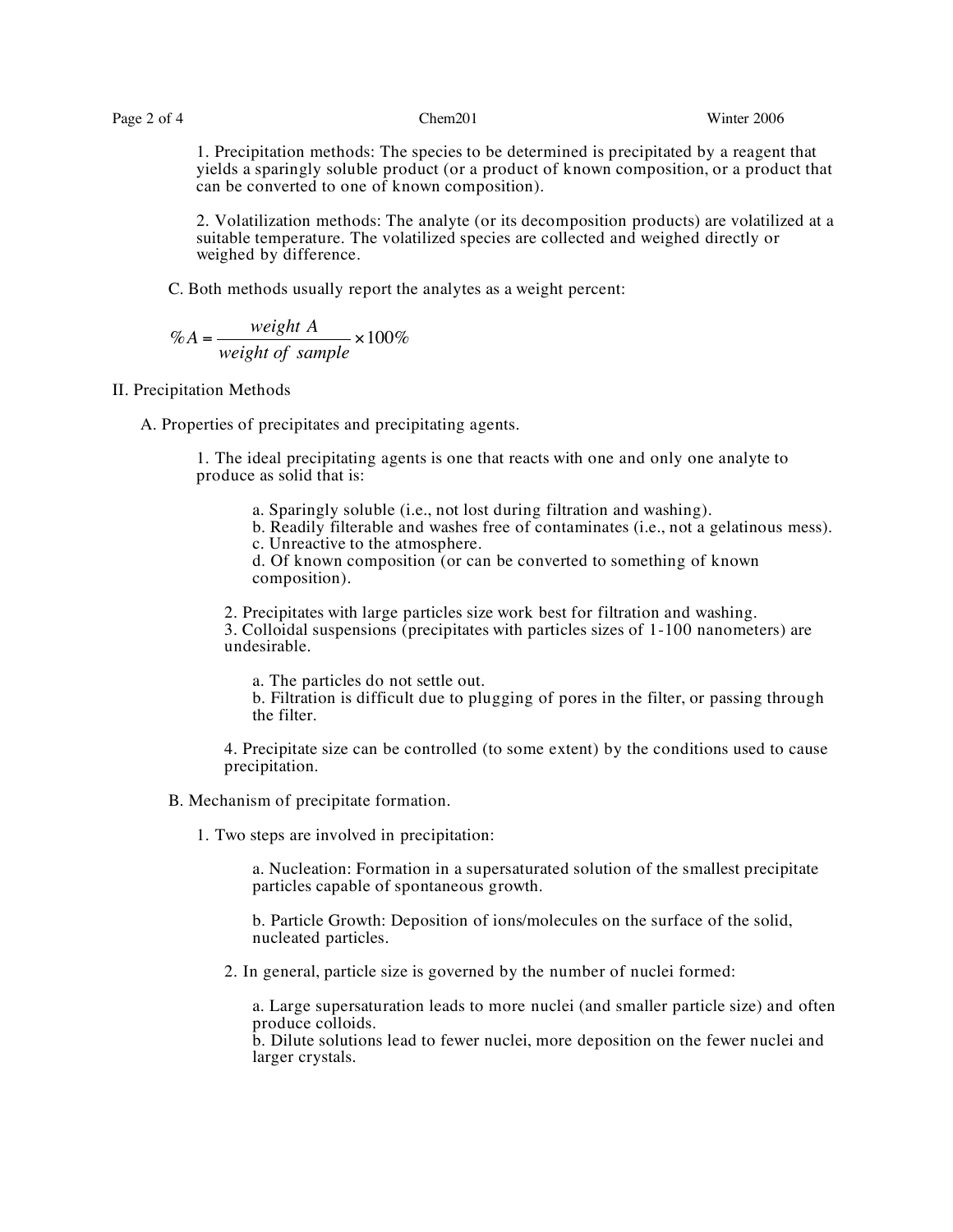1. Precipitation methods: The species to be determined is precipitated by a reagent that yields a sparingly soluble product (or a product of known composition, or a product that can be converted to one of known composition).

2. Volatilization methods: The analyte (or its decomposition products) are volatilized at a suitable temperature. The volatilized species are collected and weighed directly or weighed by difference.

C. Both methods usually report the analytes as a weight percent:

$$\%A = \frac{weight\ A}{weight\ of\ sample} \times 100\%$$

II. Precipitation Methods

A. Properties of precipitates and precipitating agents.

1. The ideal precipitating agents is one that reacts with one and only one analyte to produce as solid that is:

a. Sparingly soluble (i.e., not lost during filtration and washing).
b. Readily filterable and washes free of contaminates (i.e., not a gelatinous mess).
c. Unreactive to the atmosphere.
d. Of known composition (or can be converted to something of known composition).

2. Precipitates with large particles size work best for filtration and washing.
3. Colloidal suspensions (precipitates with particles sizes of 1-100 nanometers) are undesirable.

a. The particles do not settle out.
b. Filtration is difficult due to plugging of pores in the filter, or passing through the filter.

4. Precipitate size can be controlled (to some extent) by the conditions used to cause precipitation.

B. Mechanism of precipitate formation.

1. Two steps are involved in precipitation:

a. Nucleation: Formation in a supersaturated solution of the smallest precipitate particles capable of spontaneous growth.

b. Particle Growth: Deposition of ions/molecules on the surface of the solid, nucleated particles.

2. In general, particle size is governed by the number of nuclei formed:

a. Large supersaturation leads to more nuclei (and smaller particle size) and often produce colloids.
b. Dilute solutions lead to fewer nuclei, more deposition on the fewer nuclei and larger crystals.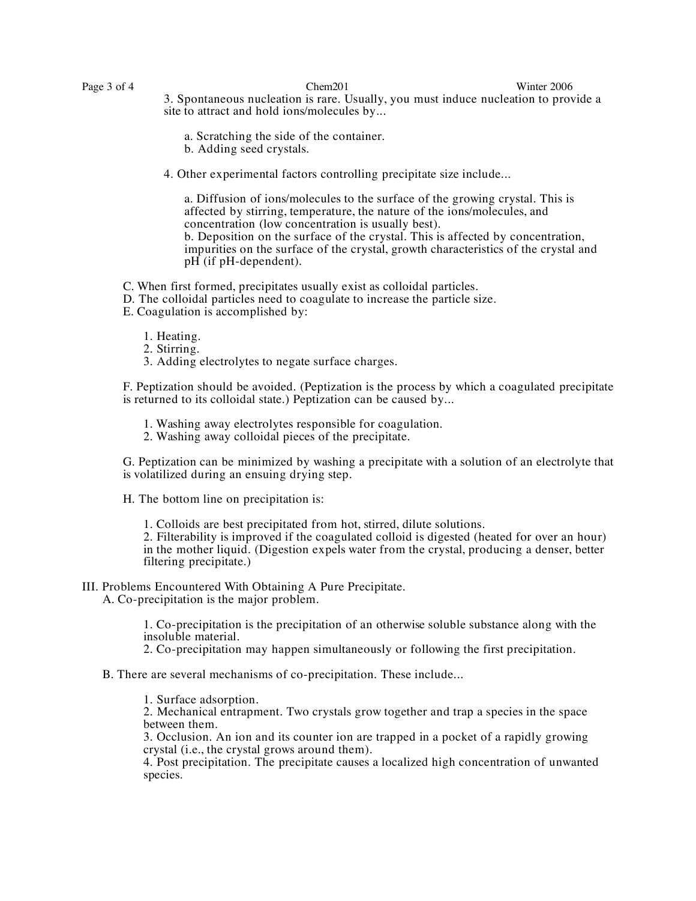3. Spontaneous nucleation is rare. Usually, you must induce nucleation to provide a site to attract and hold ions/molecules by...

   a. Scratching the side of the container.
   b. Adding seed crystals.

4. Other experimental factors controlling precipitate size include...

   a. Diffusion of ions/molecules to the surface of the growing crystal. This is affected by stirring, temperature, the nature of the ions/molecules, and concentration (low concentration is usually best).
   b. Deposition on the surface of the crystal. This is affected by concentration, impurities on the surface of the crystal, growth characteristics of the crystal and pH (if pH-dependent).

C. When first formed, precipitates usually exist as colloidal particles.
D. The colloidal particles need to coagulate to increase the particle size.
E. Coagulation is accomplished by:

1. Heating.
2. Stirring.
3. Adding electrolytes to negate surface charges.

F. Peptization should be avoided. (Peptization is the process by which a coagulated precipitate is returned to its colloidal state.) Peptization can be caused by...

1. Washing away electrolytes responsible for coagulation.
2. Washing away colloidal pieces of the precipitate.

G. Peptization can be minimized by washing a precipitate with a solution of an electrolyte that is volatilized during an ensuing drying step.

H. The bottom line on precipitation is:

1. Colloids are best precipitated from hot, stirred, dilute solutions.
2. Filterability is improved if the coagulated colloid is digested (heated for over an hour) in the mother liquid. (Digestion expels water from the crystal, producing a denser, better filtering precipitate.)

III. Problems Encountered With Obtaining A Pure Precipitate.

A. Co-precipitation is the major problem.

1. Co-precipitation is the precipitation of an otherwise soluble substance along with the insoluble material.
2. Co-precipitation may happen simultaneously or following the first precipitation.

B. There are several mechanisms of co-precipitation. These include...

1. Surface adsorption.
2. Mechanical entrapment. Two crystals grow together and trap a species in the space between them.
3. Occlusion. An ion and its counter ion are trapped in a pocket of a rapidly growing crystal (i.e., the crystal grows around them).
4. Post precipitation. The precipitate causes a localized high concentration of unwanted species.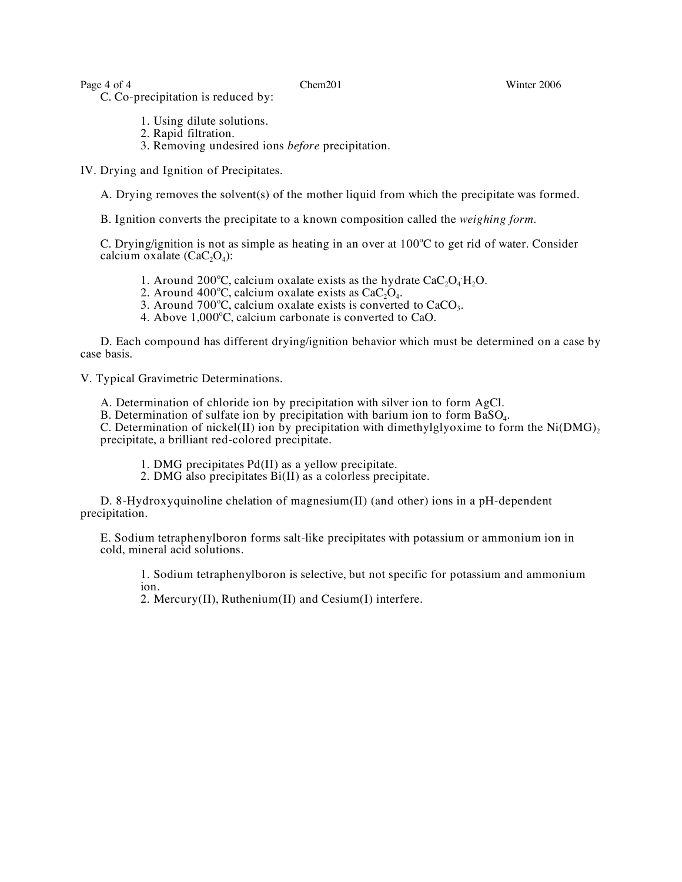C. Co-precipitation is reduced by:

1. Using dilute solutions.
2. Rapid filtration.
3. Removing undesired ions *before* precipitation.

## IV. Drying and Ignition of Precipitates.

A. Drying removes the solvent(s) of the mother liquid from which the precipitate was formed.

B. Ignition converts the precipitate to a known composition called the *weighing form*.

C. Drying/ignition is not as simple as heating in an over at 100°C to get rid of water. Consider calcium oxalate ($CaC_2O_4$):

1. Around 200°C, calcium oxalate exists as the hydrate $CaC_2O_4 \cdot H_2O$.
2. Around 400°C, calcium oxalate exists as $CaC_2O_4$.
3. Around 700°C, calcium oxalate exists is converted to $CaCO_3$.
4. Above 1,000°C, calcium carbonate is converted to CaO.

D. Each compound has different drying/ignition behavior which must be determined on a case by case basis.

## V. Typical Gravimetric Determinations.

A. Determination of chloride ion by precipitation with silver ion to form AgCl.
B. Determination of sulfate ion by precipitation with barium ion to form $BaSO_4$.
C. Determination of nickel(II) ion by precipitation with dimethylglyoxime to form the $Ni(DMG)_2$ precipitate, a brilliant red-colored precipitate.

1. DMG precipitates Pd(II) as a yellow precipitate.
2. DMG also precipitates Bi(II) as a colorless precipitate.

D. 8-Hydroxyquinoline chelation of magnesium(II) (and other) ions in a pH-dependent precipitation.

E. Sodium tetraphenylboron forms salt-like precipitates with potassium or ammonium ion in cold, mineral acid solutions.

1. Sodium tetraphenylboron is selective, but not specific for potassium and ammonium ion.
2. Mercury(II), Ruthenium(II) and Cesium(I) interfere.